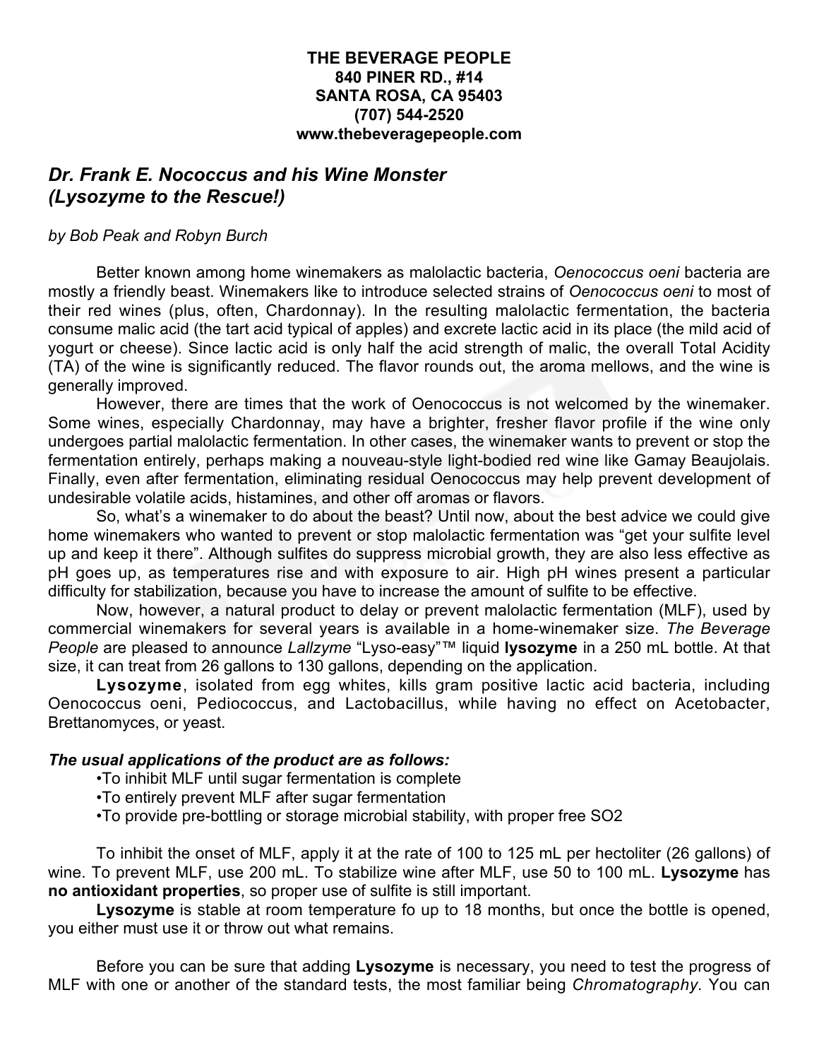**THE BEVERAGE PEOPLE**
**840 PINER RD., #14**
**SANTA ROSA, CA 95403**
**(707) 544-2520**
**www.thebeveragepeople.com**

## *Dr. Frank E. Nococcus and his Wine Monster (Lysozyme to the Rescue!)*

*by Bob Peak and Robyn Burch*

Better known among home winemakers as malolactic bacteria, *Oenococcus oeni* bacteria are mostly a friendly beast. Winemakers like to introduce selected strains of *Oenococcus oeni* to most of their red wines (plus, often, Chardonnay). In the resulting malolactic fermentation, the bacteria consume malic acid (the tart acid typical of apples) and excrete lactic acid in its place (the mild acid of yogurt or cheese). Since lactic acid is only half the acid strength of malic, the overall Total Acidity (TA) of the wine is significantly reduced. The flavor rounds out, the aroma mellows, and the wine is generally improved.

However, there are times that the work of Oenococcus is not welcomed by the winemaker. Some wines, especially Chardonnay, may have a brighter, fresher flavor profile if the wine only undergoes partial malolactic fermentation. In other cases, the winemaker wants to prevent or stop the fermentation entirely, perhaps making a nouveau-style light-bodied red wine like Gamay Beaujolais. Finally, even after fermentation, eliminating residual Oenococcus may help prevent development of undesirable volatile acids, histamines, and other off aromas or flavors.

So, what's a winemaker to do about the beast? Until now, about the best advice we could give home winemakers who wanted to prevent or stop malolactic fermentation was "get your sulfite level up and keep it there". Although sulfites do suppress microbial growth, they are also less effective as pH goes up, as temperatures rise and with exposure to air. High pH wines present a particular difficulty for stabilization, because you have to increase the amount of sulfite to be effective.

Now, however, a natural product to delay or prevent malolactic fermentation (MLF), used by commercial winemakers for several years is available in a home-winemaker size. *The Beverage People* are pleased to announce *Lallzyme* "Lyso-easy"™ liquid **lysozyme** in a 250 mL bottle. At that size, it can treat from 26 gallons to 130 gallons, depending on the application.

**Lysozyme**, isolated from egg whites, kills gram positive lactic acid bacteria, including Oenococcus oeni, Pediococcus, and Lactobacillus, while having no effect on Acetobacter, Brettanomyces, or yeast.

***The usual applications of the product are as follows:***

- To inhibit MLF until sugar fermentation is complete
- To entirely prevent MLF after sugar fermentation
- To provide pre-bottling or storage microbial stability, with proper free SO2

To inhibit the onset of MLF, apply it at the rate of 100 to 125 mL per hectoliter (26 gallons) of wine. To prevent MLF, use 200 mL. To stabilize wine after MLF, use 50 to 100 mL. **Lysozyme** has **no antioxidant properties**, so proper use of sulfite is still important.

**Lysozyme** is stable at room temperature fo up to 18 months, but once the bottle is opened, you either must use it or throw out what remains.

Before you can be sure that adding **Lysozyme** is necessary, you need to test the progress of MLF with one or another of the standard tests, the most familiar being *Chromatography*. You can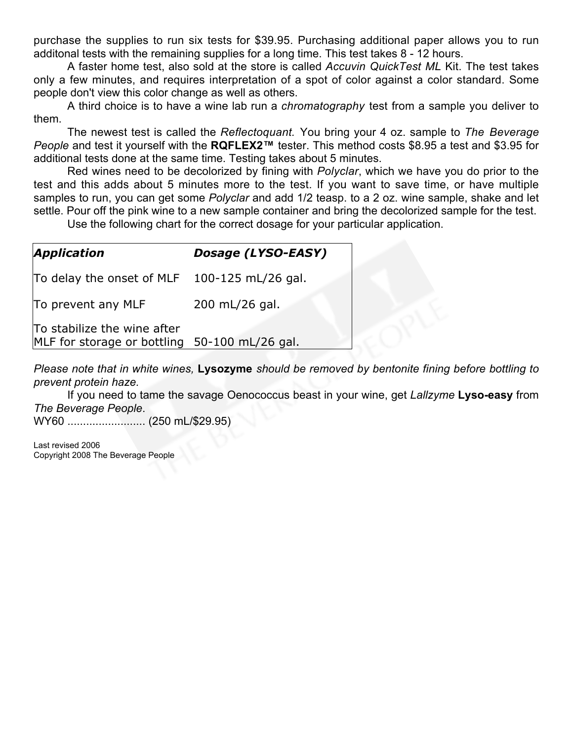purchase the supplies to run six tests for $39.95. Purchasing additional paper allows you to run additonal tests with the remaining supplies for a long time. This test takes 8 - 12 hours.

A faster home test, also sold at the store is called *Accuvin QuickTest ML* Kit. The test takes only a few minutes, and requires interpretation of a spot of color against a color standard. Some people don't view this color change as well as others.

A third choice is to have a wine lab run a *chromatography* test from a sample you deliver to them.

The newest test is called the *Reflectoquant.* You bring your 4 oz. sample to *The Beverage People* and test it yourself with the **RQFLEX2™** tester. This method costs $8.95 a test and $3.95 for additional tests done at the same time. Testing takes about 5 minutes.

Red wines need to be decolorized by fining with *Polyclar*, which we have you do prior to the test and this adds about 5 minutes more to the test. If you want to save time, or have multiple samples to run, you can get some *Polyclar* and add 1/2 teasp. to a 2 oz. wine sample, shake and let settle. Pour off the pink wine to a new sample container and bring the decolorized sample for the test.

Use the following chart for the correct dosage for your particular application.

| ***Application*** | ***Dosage (LYSO-EASY)*** |
| --- | --- |
| To delay the onset of MLF | 100-125 mL/26 gal. |
| To prevent any MLF | 200 mL/26 gal. |
| To stabilize the wine after MLF for storage or bottling | 50-100 mL/26 gal. |

*Please note that in white wines,* **Lysozyme** *should be removed by bentonite fining before bottling to prevent protein haze.*

If you need to tame the savage Oenococcus beast in your wine, get *Lallzyme* **Lyso-easy** from *The Beverage People*.

WY60 ......................... (250 mL/$29.95)

Last revised 2006
Copyright 2008 The Beverage People